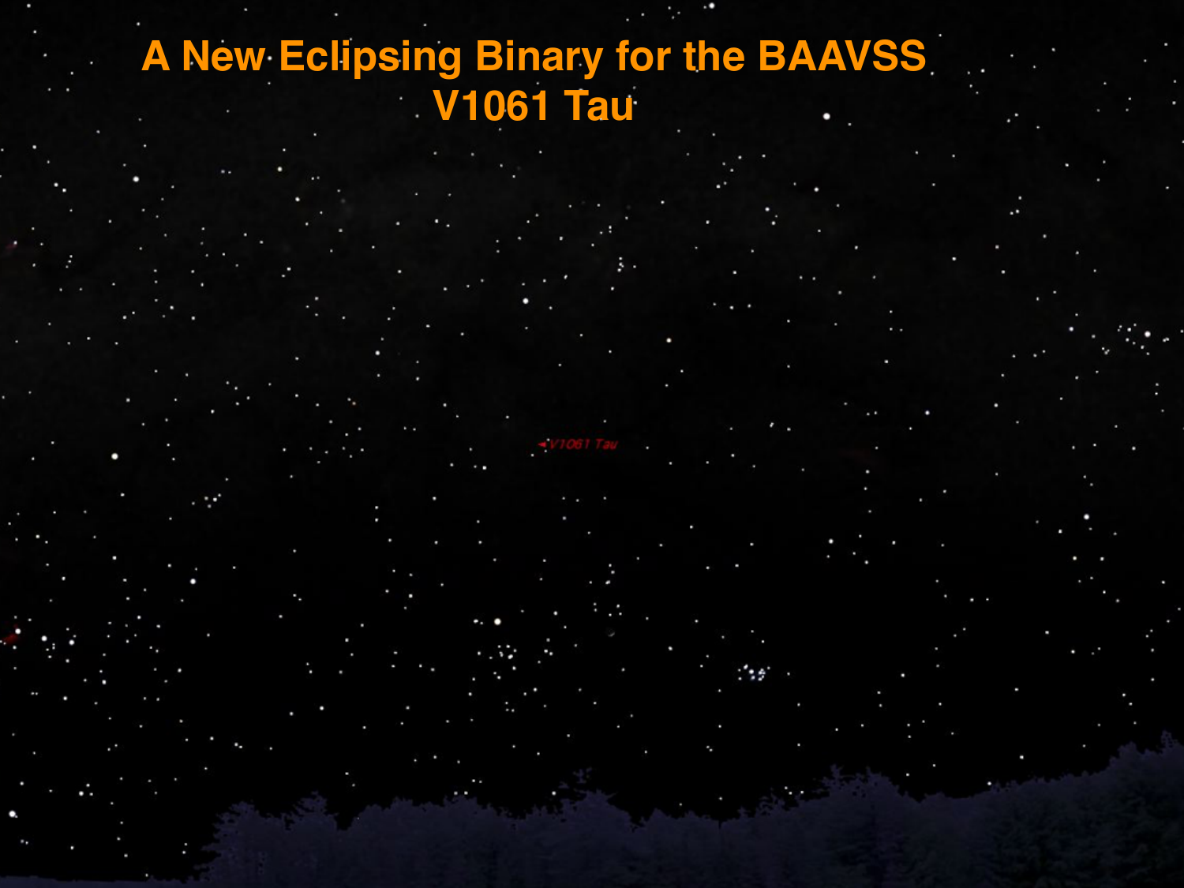# A New Eclipsing Binary for the BAAVSS
# V1061 Tau

V1061 Tau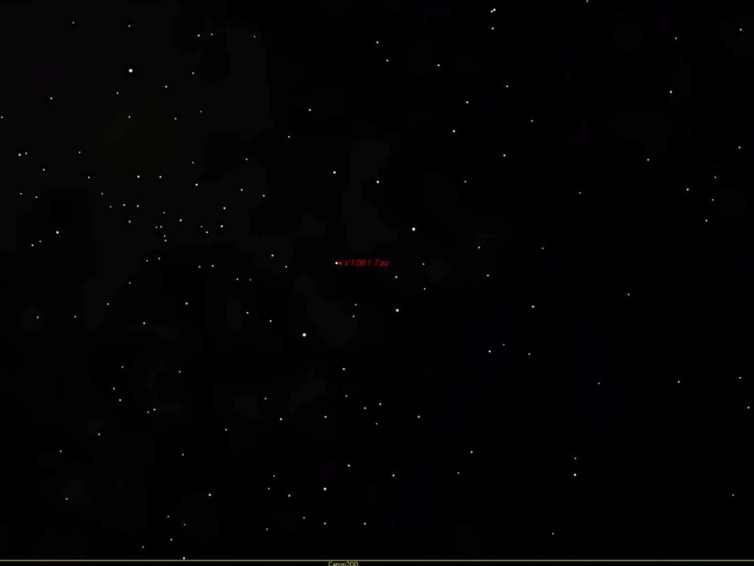V1061 Tau

Canon200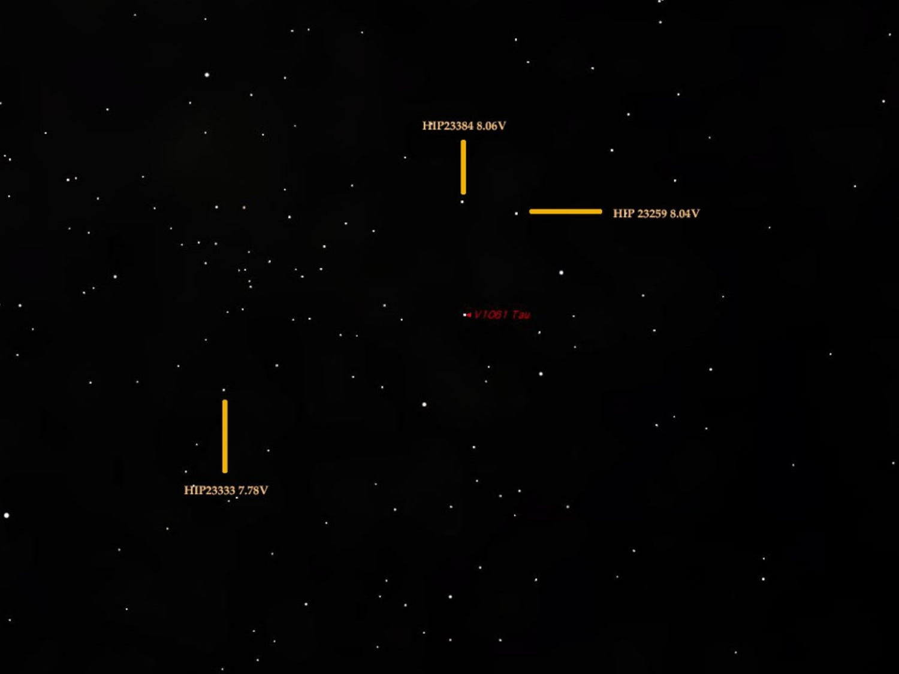HIP23384 8.06V

HIP 23259 8.04V

V1061 Tau

HIP23333 7.78V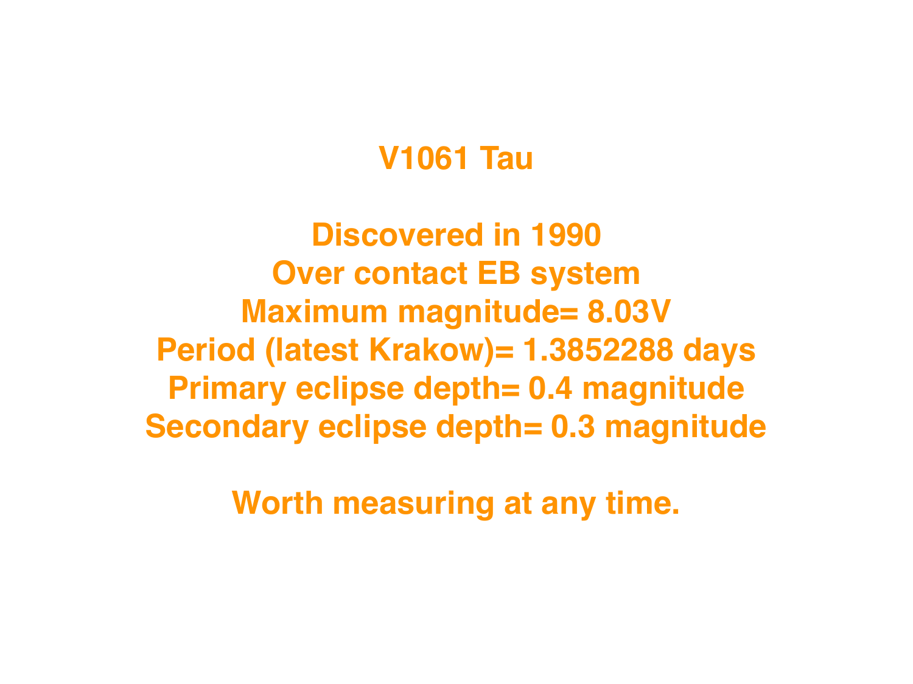# V1061 Tau

Discovered in 1990

Over contact EB system

Maximum magnitude= 8.03V

Period (latest Krakow)= 1.3852288 days

Primary eclipse depth= 0.4 magnitude

Secondary eclipse depth= 0.3 magnitude

Worth measuring at any time.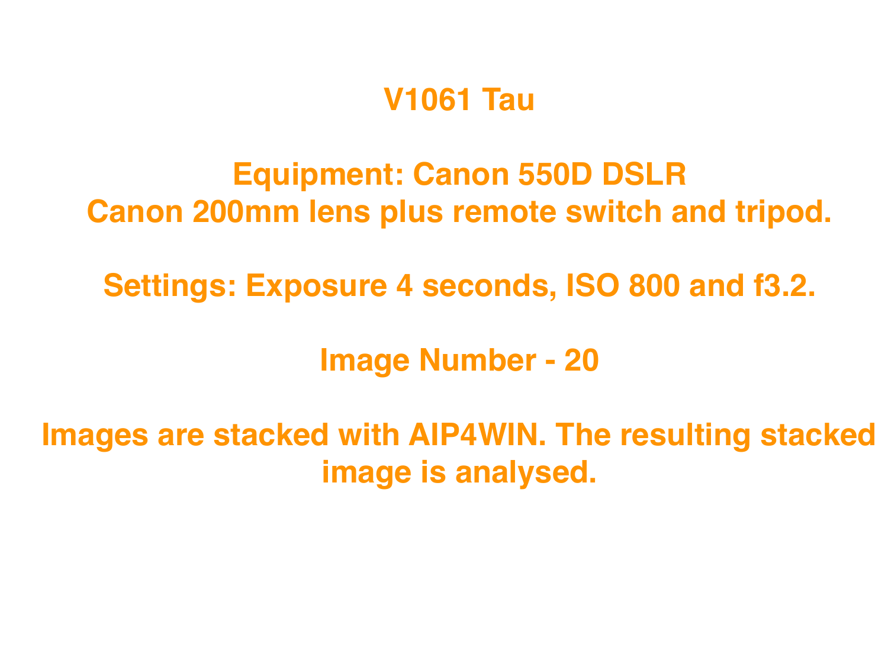# V1061 Tau

Equipment: Canon 550D DSLR
Canon 200mm lens plus remote switch and tripod.

Settings: Exposure 4 seconds, ISO 800 and f3.2.

Image Number - 20

Images are stacked with AIP4WIN. The resulting stacked image is analysed.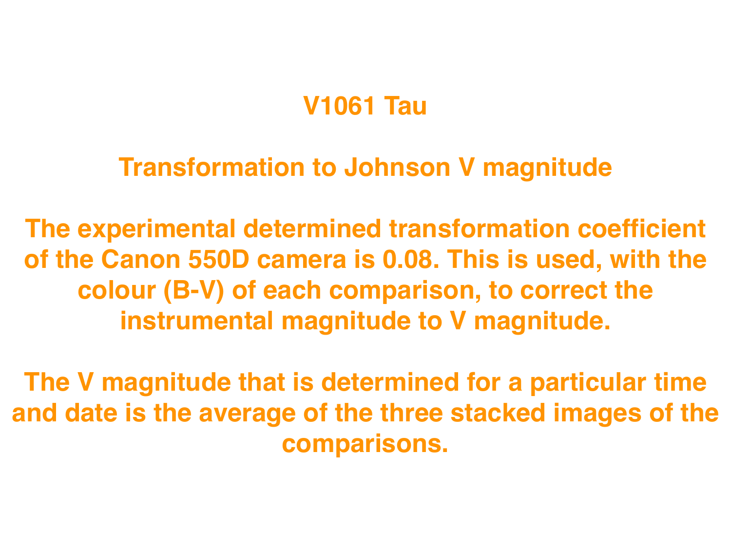# V1061 Tau

## Transformation to Johnson V magnitude

The experimental determined transformation coefficient of the Canon 550D camera is 0.08. This is used, with the colour (B-V) of each comparison, to correct the instrumental magnitude to V magnitude.

The V magnitude that is determined for a particular time and date is the average of the three stacked images of the comparisons.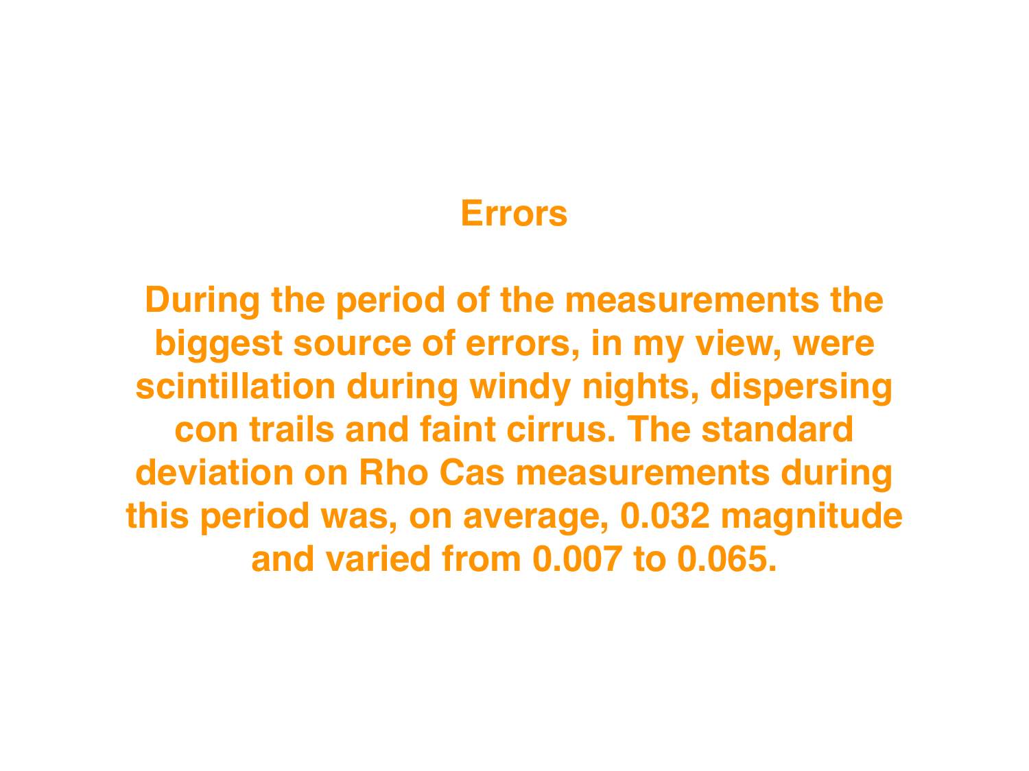# Errors

During the period of the measurements the biggest source of errors, in my view, were scintillation during windy nights, dispersing con trails and faint cirrus. The standard deviation on Rho Cas measurements during this period was, on average, 0.032 magnitude and varied from 0.007 to 0.065.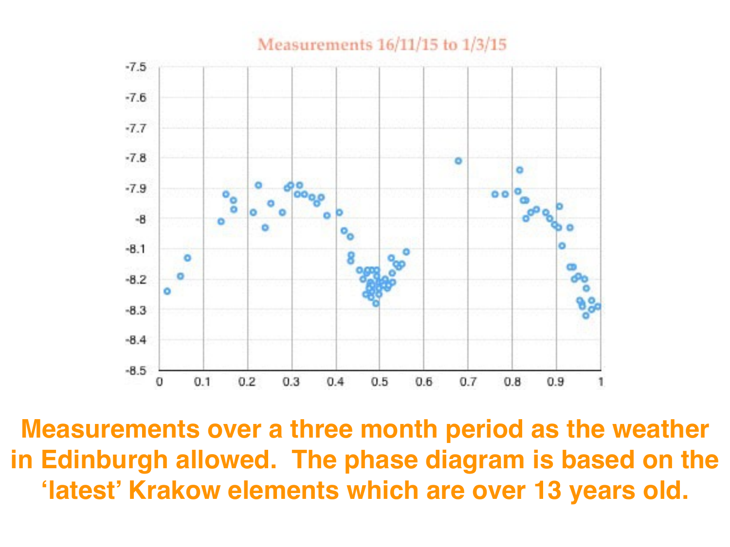Measurements 16/11/15 to 1/3/15

**Measurements over a three month period as the weather in Edinburgh allowed. The phase diagram is based on the 'latest' Krakow elements which are over 13 years old.**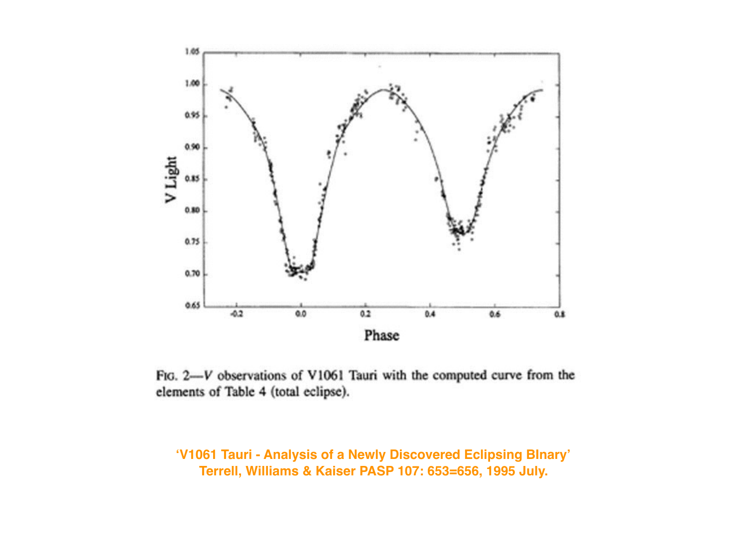FIG. 2—*V* observations of V1061 Tauri with the computed curve from the elements of Table 4 (total eclipse).

**'V1061 Tauri - Analysis of a Newly Discovered Eclipsing BInary'**
**Terrell, Williams & Kaiser PASP 107: 653=656, 1995 July.**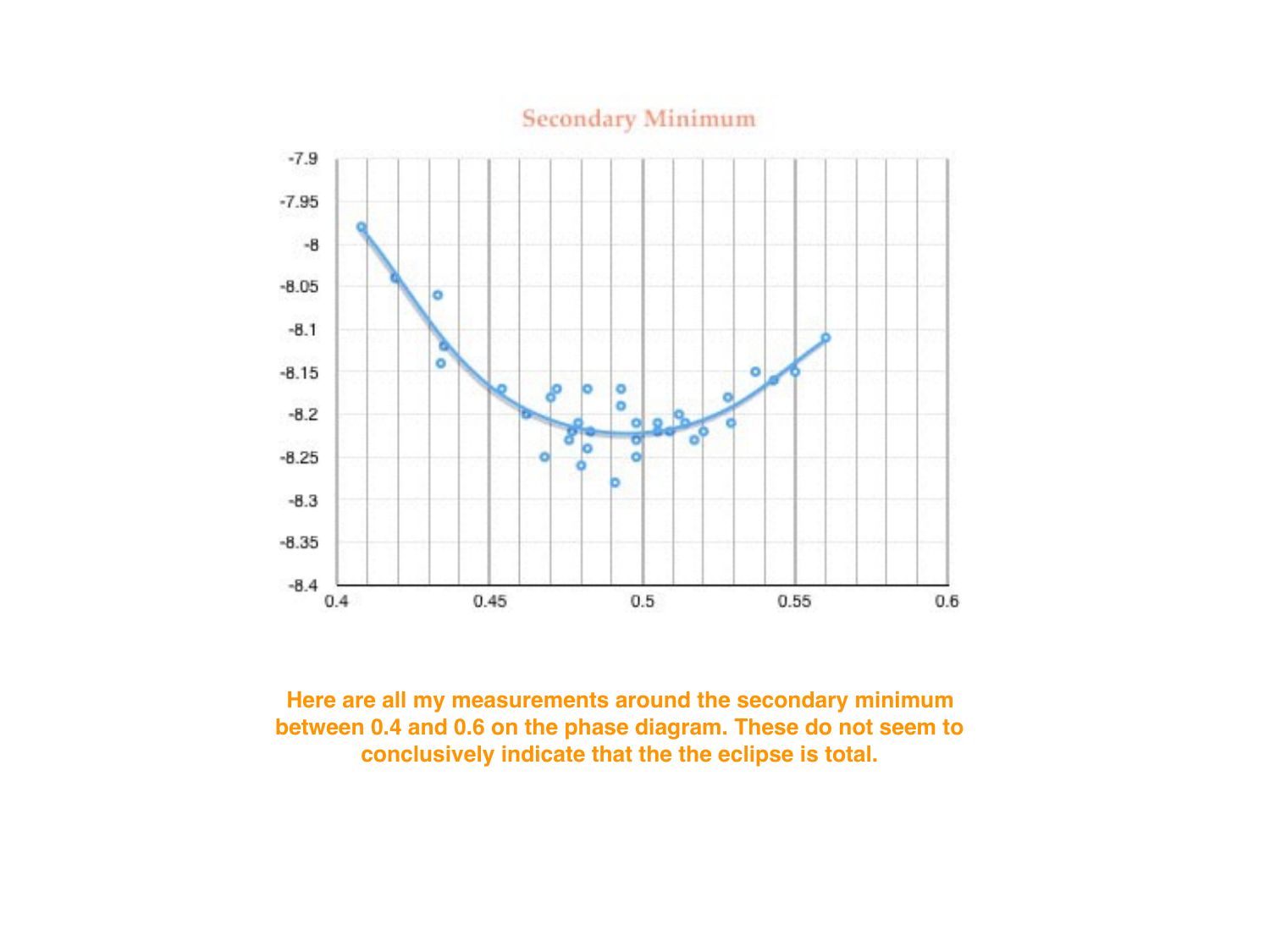Here are all my measurements around the secondary minimum between 0.4 and 0.6 on the phase diagram. These do not seem to conclusively indicate that the the eclipse is total.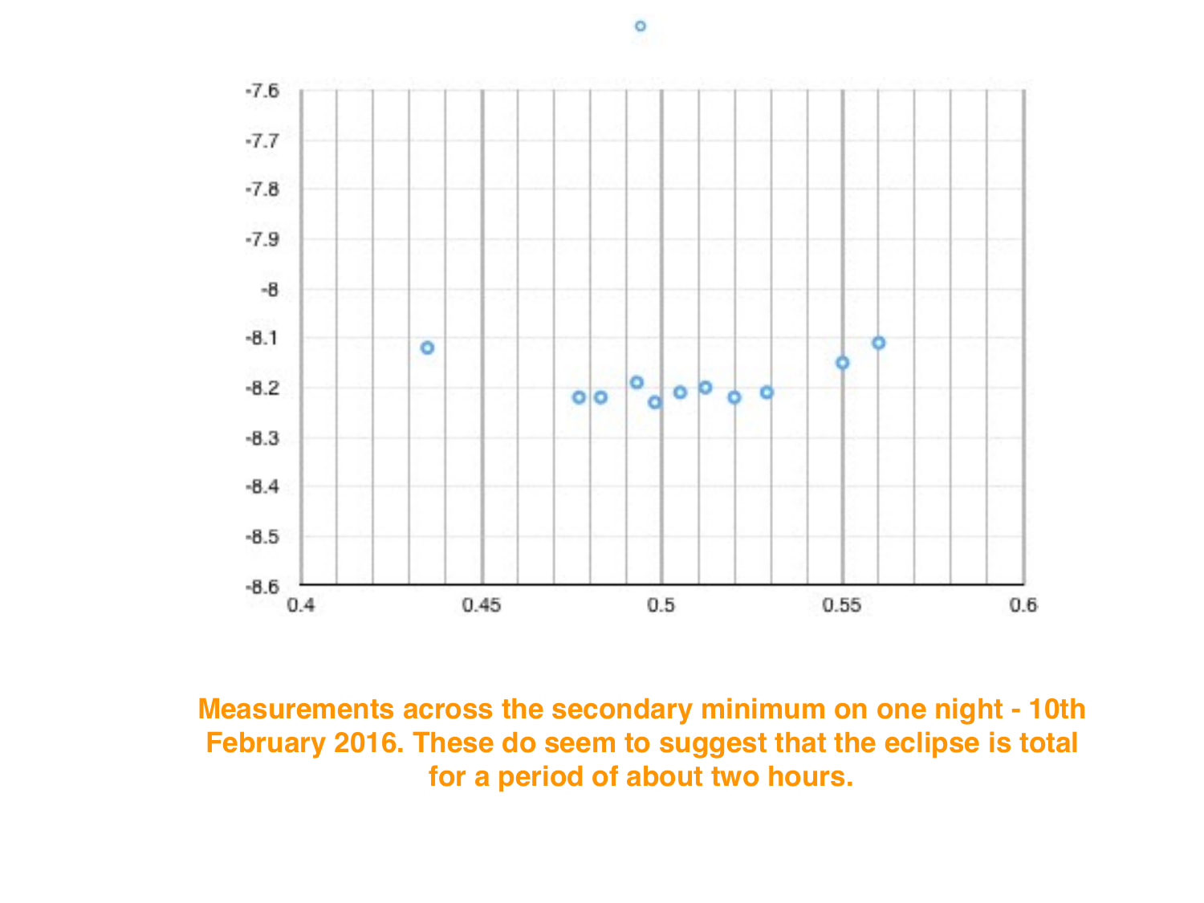Measurements across the secondary minimum on one night - 10th February 2016. These do seem to suggest that the eclipse is total for a period of about two hours.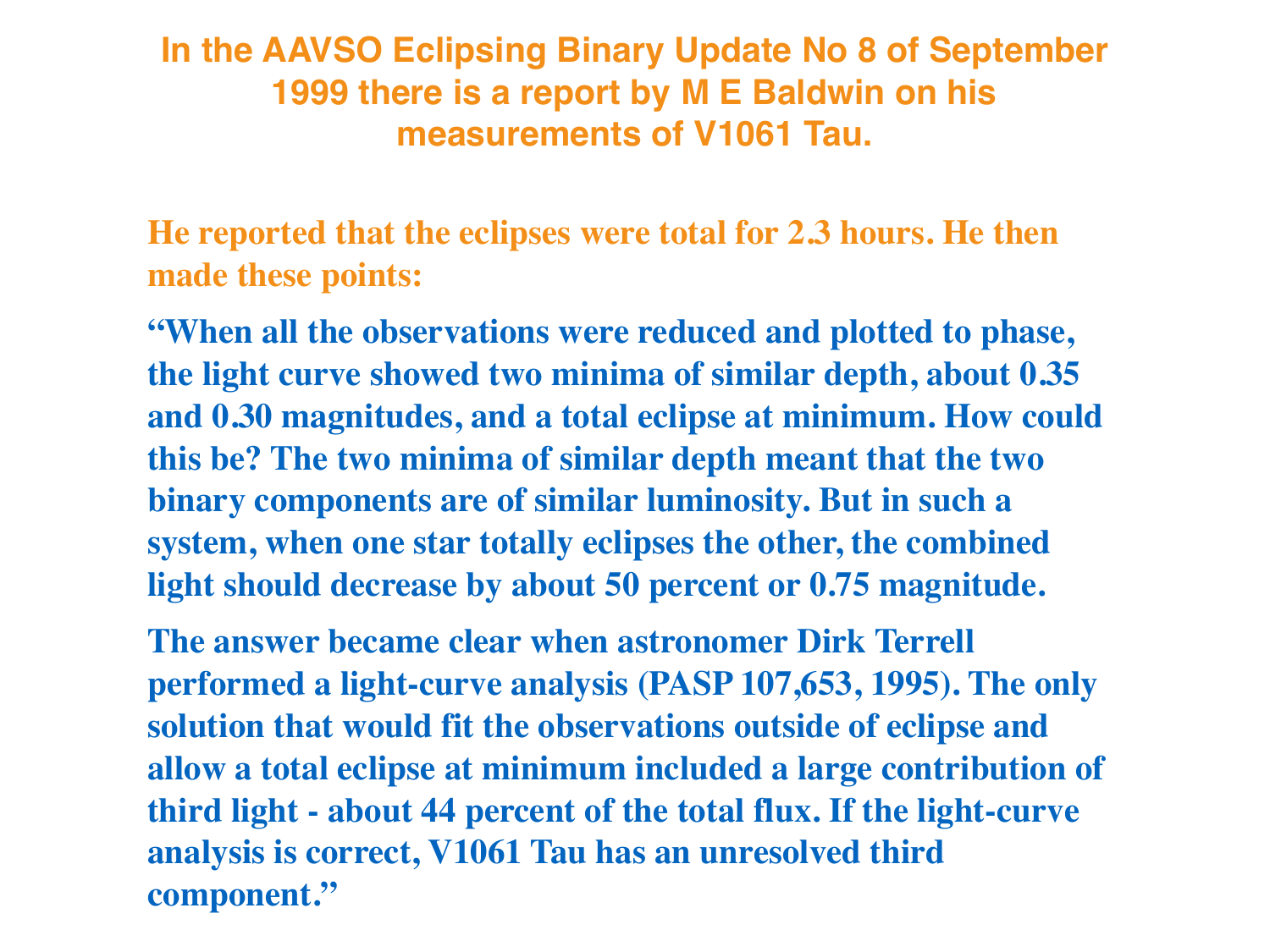## In the AAVSO Eclipsing Binary Update No 8 of September 1999 there is a report by M E Baldwin on his measurements of V1061 Tau.

**He reported that the eclipses were total for 2.3 hours. He then made these points:**

**"When all the observations were reduced and plotted to phase, the light curve showed two minima of similar depth, about 0.35 and 0.30 magnitudes, and a total eclipse at minimum. How could this be? The two minima of similar depth meant that the two binary components are of similar luminosity. But in such a system, when one star totally eclipses the other, the combined light should decrease by about 50 percent or 0.75 magnitude.**

**The answer became clear when astronomer Dirk Terrell performed a light-curve analysis (PASP 107,653, 1995). The only solution that would fit the observations outside of eclipse and allow a total eclipse at minimum included a large contribution of third light - about 44 percent of the total flux. If the light-curve analysis is correct, V1061 Tau has an unresolved third component."**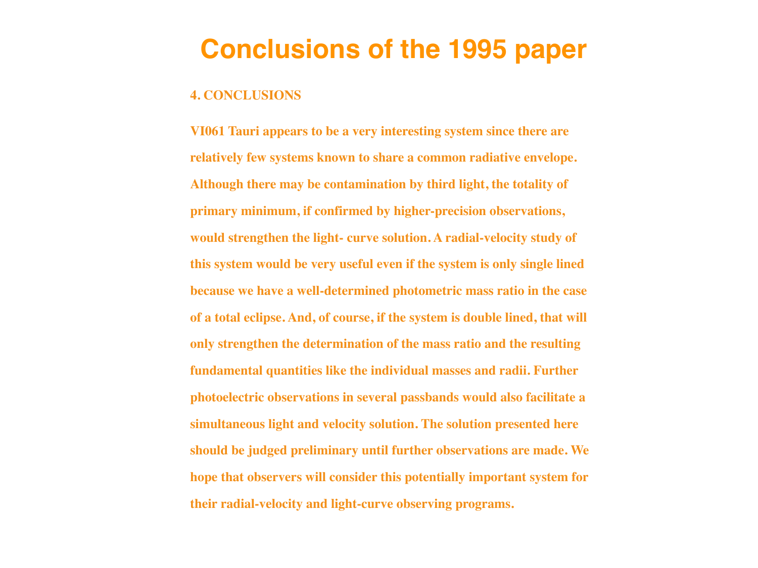# Conclusions of the 1995 paper

## 4. CONCLUSIONS

VI061 Tauri appears to be a very interesting system since there are relatively few systems known to share a common radiative envelope. Although there may be contamination by third light, the totality of primary minimum, if confirmed by higher-precision observations, would strengthen the light- curve solution. A radial-velocity study of this system would be very useful even if the system is only single lined because we have a well-determined photometric mass ratio in the case of a total eclipse. And, of course, if the system is double lined, that will only strengthen the determination of the mass ratio and the resulting fundamental quantities like the individual masses and radii. Further photoelectric observations in several passbands would also facilitate a simultaneous light and velocity solution. The solution presented here should be judged preliminary until further observations are made. We hope that observers will consider this potentially important system for their radial-velocity and light-curve observing programs.